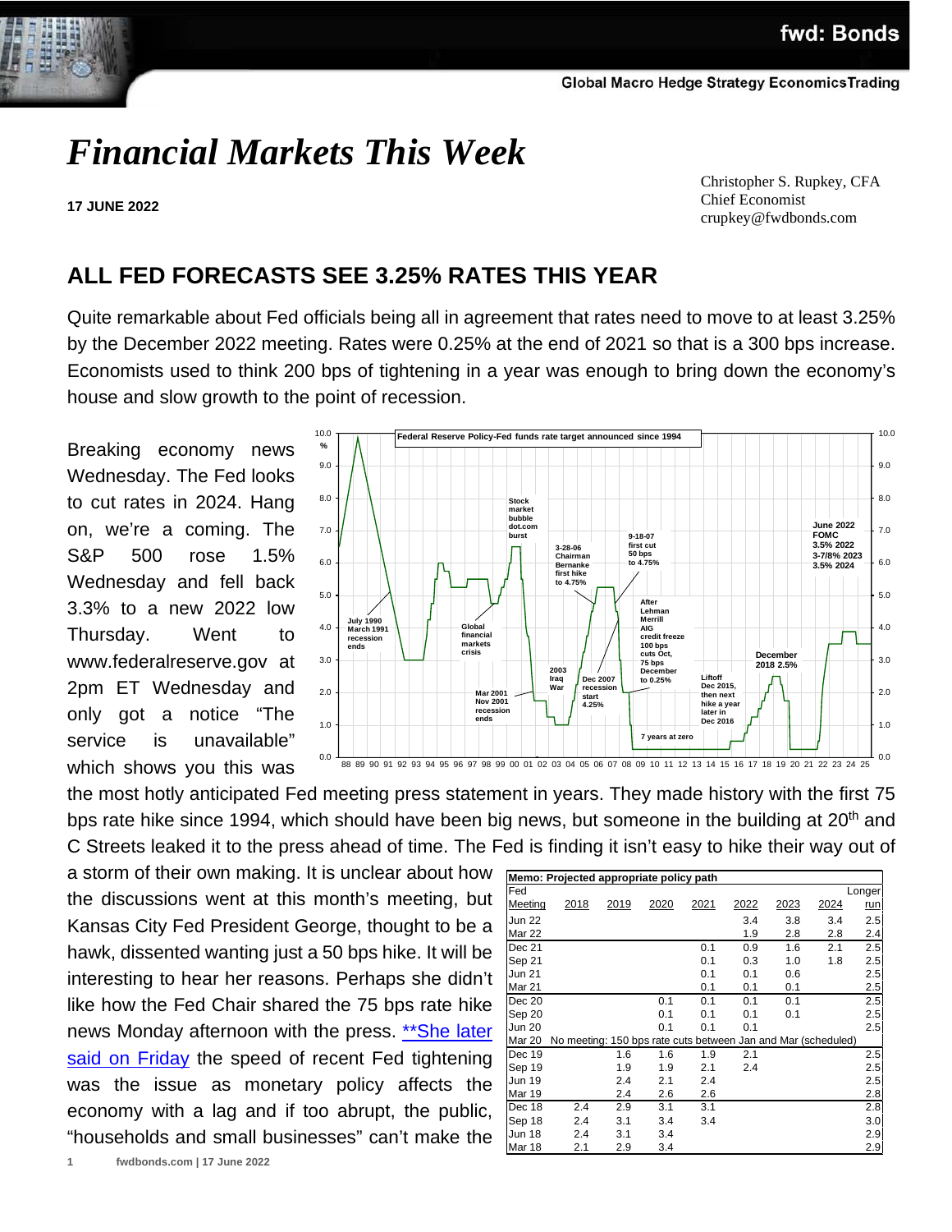# *Financial Markets This Week*

**17 JUNE 2022**

Christopher S. Rupkey, CFA
Chief Economist
crupkey@fwdbonds.com

## ALL FED FORECASTS SEE 3.25% RATES THIS YEAR

Quite remarkable about Fed officials being all in agreement that rates need to move to at least 3.25% by the December 2022 meeting. Rates were 0.25% at the end of 2021 so that is a 300 bps increase. Economists used to think 200 bps of tightening in a year was enough to bring down the economy's house and slow growth to the point of recession.

Breaking economy news Wednesday. The Fed looks to cut rates in 2024. Hang on, we're a coming. The S&P 500 rose 1.5% Wednesday and fell back 3.3% to a new 2022 low Thursday. Went to www.federalreserve.gov at 2pm ET Wednesday and only got a notice "The service is unavailable" which shows you this was the most hotly anticipated Fed meeting press statement in years. They made history with the first 75 bps rate hike since 1994, which should have been big news, but someone in the building at 20th and C Streets leaked it to the press ahead of time. The Fed is finding it isn't easy to hike their way out of a storm of their own making. It is unclear about how the discussions went at this month's meeting, but Kansas City Fed President George, thought to be a hawk, dissented wanting just a 50 bps hike. It will be interesting to hear her reasons. Perhaps she didn't like how the Fed Chair shared the 75 bps rate hike news Monday afternoon with the press. [**She later said on Friday] the speed of recent Fed tightening was the issue as monetary policy affects the economy with a lag and if too abrupt, the public, "households and small businesses" can't make the

**Memo: Projected appropriate policy path**

| Fed Meeting | 2018 | 2019 | 2020 | 2021 | 2022 | 2023 | 2024 | Longer run |
|---|---|---|---|---|---|---|---|---|
| Jun 22 | | | | | 3.4 | 3.8 | 3.4 | 2.5 |
| Mar 22 | | | | | 1.9 | 2.8 | 2.8 | 2.4 |
| Dec 21 | | | | 0.1 | 0.9 | 1.6 | 2.1 | 2.5 |
| Sep 21 | | | | 0.1 | 0.3 | 1.0 | 1.8 | 2.5 |
| Jun 21 | | | | 0.1 | 0.1 | 0.6 | | 2.5 |
| Mar 21 | | | | 0.1 | 0.1 | 0.1 | | 2.5 |
| Dec 20 | | | 0.1 | 0.1 | 0.1 | 0.1 | | 2.5 |
| Sep 20 | | | 0.1 | 0.1 | 0.1 | 0.1 | | 2.5 |
| Jun 20 | | | 0.1 | 0.1 | 0.1 | | | 2.5 |
| Mar 20 | No meeting: 150 bps rate cuts between Jan and Mar (scheduled) | | | | | | | |
| Dec 19 | | 1.6 | 1.6 | 1.9 | 2.1 | | | 2.5 |
| Sep 19 | | 1.9 | 1.9 | 2.1 | 2.4 | | | 2.5 |
| Jun 19 | | 2.4 | 2.1 | 2.4 | | | | 2.5 |
| Mar 19 | | 2.4 | 2.6 | 2.6 | | | | 2.8 |
| Dec 18 | 2.4 | 2.9 | 3.1 | 3.1 | | | | 2.8 |
| Sep 18 | 2.4 | 3.1 | 3.4 | 3.4 | | | | 3.0 |
| Jun 18 | 2.4 | 3.1 | 3.4 | | | | | 2.9 |
| Mar 18 | 2.1 | 2.9 | 3.4 | | | | | 2.9 |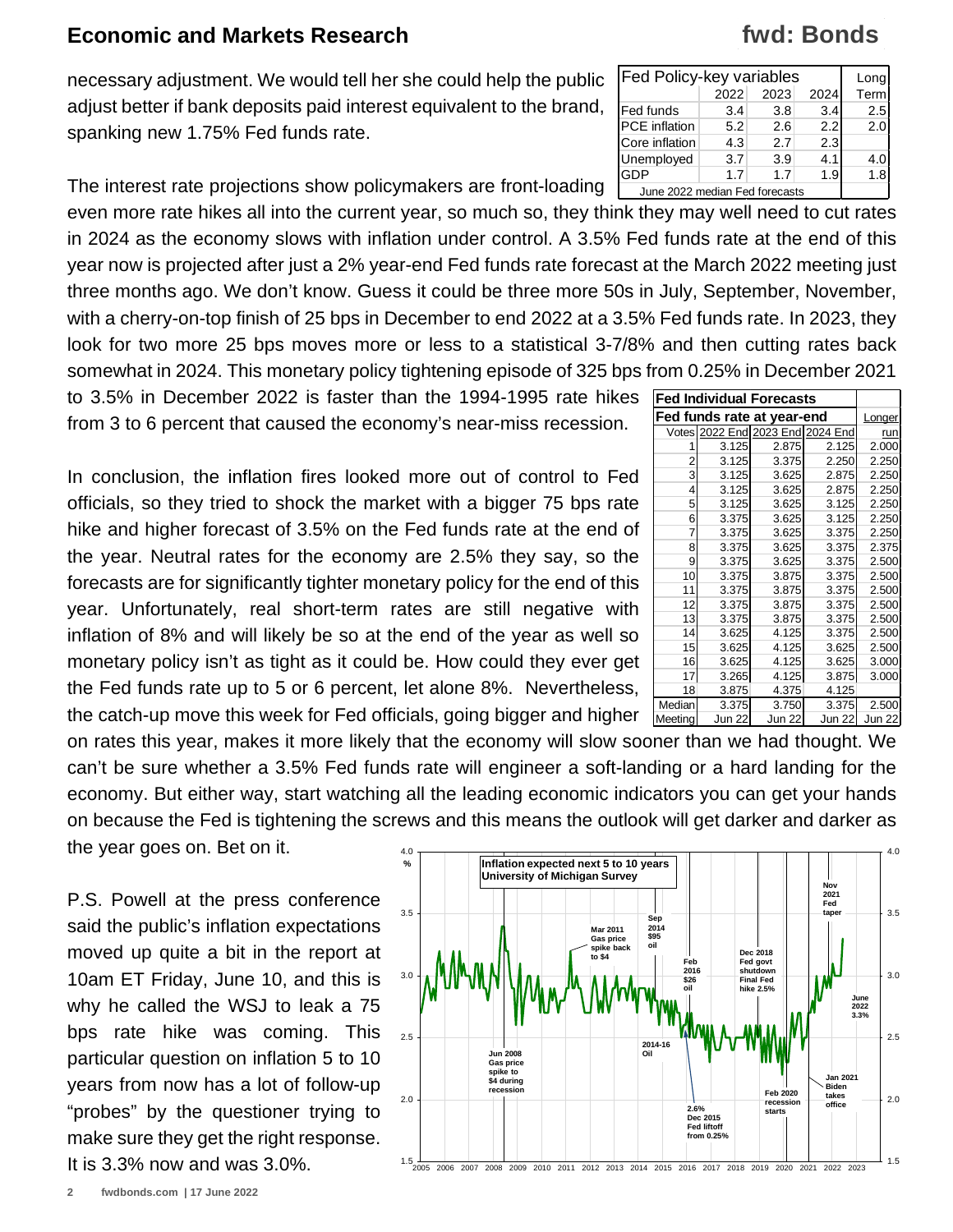necessary adjustment. We would tell her she could help the public adjust better if bank deposits paid interest equivalent to the brand, spanking new 1.75% Fed funds rate.

| Fed Policy-key variables | 2022 | 2023 | 2024 | Long Term |
|---|---|---|---|---|
| Fed funds | 3.4 | 3.8 | 3.4 | 2.5 |
| PCE inflation | 5.2 | 2.6 | 2.2 | 2.0 |
| Core inflation | 4.3 | 2.7 | 2.3 | |
| Unemployed | 3.7 | 3.9 | 4.1 | 4.0 |
| GDP | 1.7 | 1.7 | 1.9 | 1.8 |
| June 2022 median Fed forecasts | | | | |

The interest rate projections show policymakers are front-loading even more rate hikes all into the current year, so much so, they think they may well need to cut rates in 2024 as the economy slows with inflation under control. A 3.5% Fed funds rate at the end of this year now is projected after just a 2% year-end Fed funds rate forecast at the March 2022 meeting just three months ago. We don't know. Guess it could be three more 50s in July, September, November, with a cherry-on-top finish of 25 bps in December to end 2022 at a 3.5% Fed funds rate. In 2023, they look for two more 25 bps moves more or less to a statistical 3-7/8% and then cutting rates back somewhat in 2024. This monetary policy tightening episode of 325 bps from 0.25% in December 2021 to 3.5% in December 2022 is faster than the 1994-1995 rate hikes from 3 to 6 percent that caused the economy's near-miss recession.

| Fed Individual Forecasts | | | | |
|---|---|---|---|---|
| Fed funds rate at year-end | | | | Longer |
| Votes | 2022 End | 2023 End | 2024 End | run |
| 1 | 3.125 | 2.875 | 2.125 | 2.000 |
| 2 | 3.125 | 3.375 | 2.250 | 2.250 |
| 3 | 3.125 | 3.625 | 2.875 | 2.250 |
| 4 | 3.125 | 3.625 | 2.875 | 2.250 |
| 5 | 3.125 | 3.625 | 3.125 | 2.250 |
| 6 | 3.375 | 3.625 | 3.125 | 2.250 |
| 7 | 3.375 | 3.625 | 3.375 | 2.250 |
| 8 | 3.375 | 3.625 | 3.375 | 2.375 |
| 9 | 3.375 | 3.625 | 3.375 | 2.500 |
| 10 | 3.375 | 3.875 | 3.375 | 2.500 |
| 11 | 3.375 | 3.875 | 3.375 | 2.500 |
| 12 | 3.375 | 3.875 | 3.375 | 2.500 |
| 13 | 3.375 | 3.875 | 3.375 | 2.500 |
| 14 | 3.625 | 4.125 | 3.375 | 2.500 |
| 15 | 3.625 | 4.125 | 3.625 | 2.500 |
| 16 | 3.625 | 4.125 | 3.625 | 3.000 |
| 17 | 3.265 | 4.125 | 3.875 | 3.000 |
| 18 | 3.875 | 4.375 | 4.125 | |
| Median | 3.375 | 3.750 | 3.375 | 2.500 |
| Meeting | Jun 22 | Jun 22 | Jun 22 | Jun 22 |

In conclusion, the inflation fires looked more out of control to Fed officials, so they tried to shock the market with a bigger 75 bps rate hike and higher forecast of 3.5% on the Fed funds rate at the end of the year. Neutral rates for the economy are 2.5% they say, so the forecasts are for significantly tighter monetary policy for the end of this year. Unfortunately, real short-term rates are still negative with inflation of 8% and will likely be so at the end of the year as well so monetary policy isn't as tight as it could be. How could they ever get the Fed funds rate up to 5 or 6 percent, let alone 8%. Nevertheless, the catch-up move this week for Fed officials, going bigger and higher on rates this year, makes it more likely that the economy will slow sooner than we had thought. We can't be sure whether a 3.5% Fed funds rate will engineer a soft-landing or a hard landing for the economy. But either way, start watching all the leading economic indicators you can get your hands on because the Fed is tightening the screws and this means the outlook will get darker and darker as the year goes on. Bet on it.

P.S. Powell at the press conference said the public's inflation expectations moved up quite a bit in the report at 10am ET Friday, June 10, and this is why he called the WSJ to leak a 75 bps rate hike was coming. This particular question on inflation 5 to 10 years from now has a lot of follow-up "probes" by the questioner trying to make sure they get the right response. It is 3.3% now and was 3.0%.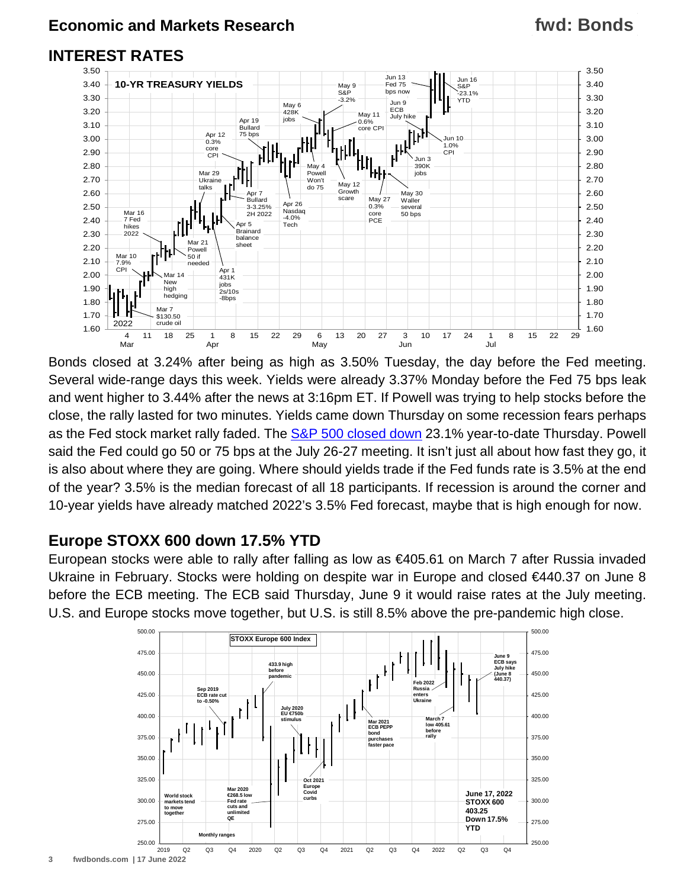## INTEREST RATES

Bonds closed at 3.24% after being as high as 3.50% Tuesday, the day before the Fed meeting. Several wide-range days this week. Yields were already 3.37% Monday before the Fed 75 bps leak and went higher to 3.44% after the news at 3:16pm ET. If Powell was trying to help stocks before the close, the rally lasted for two minutes. Yields came down Thursday on some recession fears perhaps as the Fed stock market rally faded. The S&P 500 closed down 23.1% year-to-date Thursday. Powell said the Fed could go 50 or 75 bps at the July 26-27 meeting. It isn't just all about how fast they go, it is also about where they are going. Where should yields trade if the Fed funds rate is 3.5% at the end of the year? 3.5% is the median forecast of all 18 participants. If recession is around the corner and 10-year yields have already matched 2022's 3.5% Fed forecast, maybe that is high enough for now.

## Europe STOXX 600 down 17.5% YTD

European stocks were able to rally after falling as low as €405.61 on March 7 after Russia invaded Ukraine in February. Stocks were holding on despite war in Europe and closed €440.37 on June 8 before the ECB meeting. The ECB said Thursday, June 9 it would raise rates at the July meeting. U.S. and Europe stocks move together, but U.S. is still 8.5% above the pre-pandemic high close.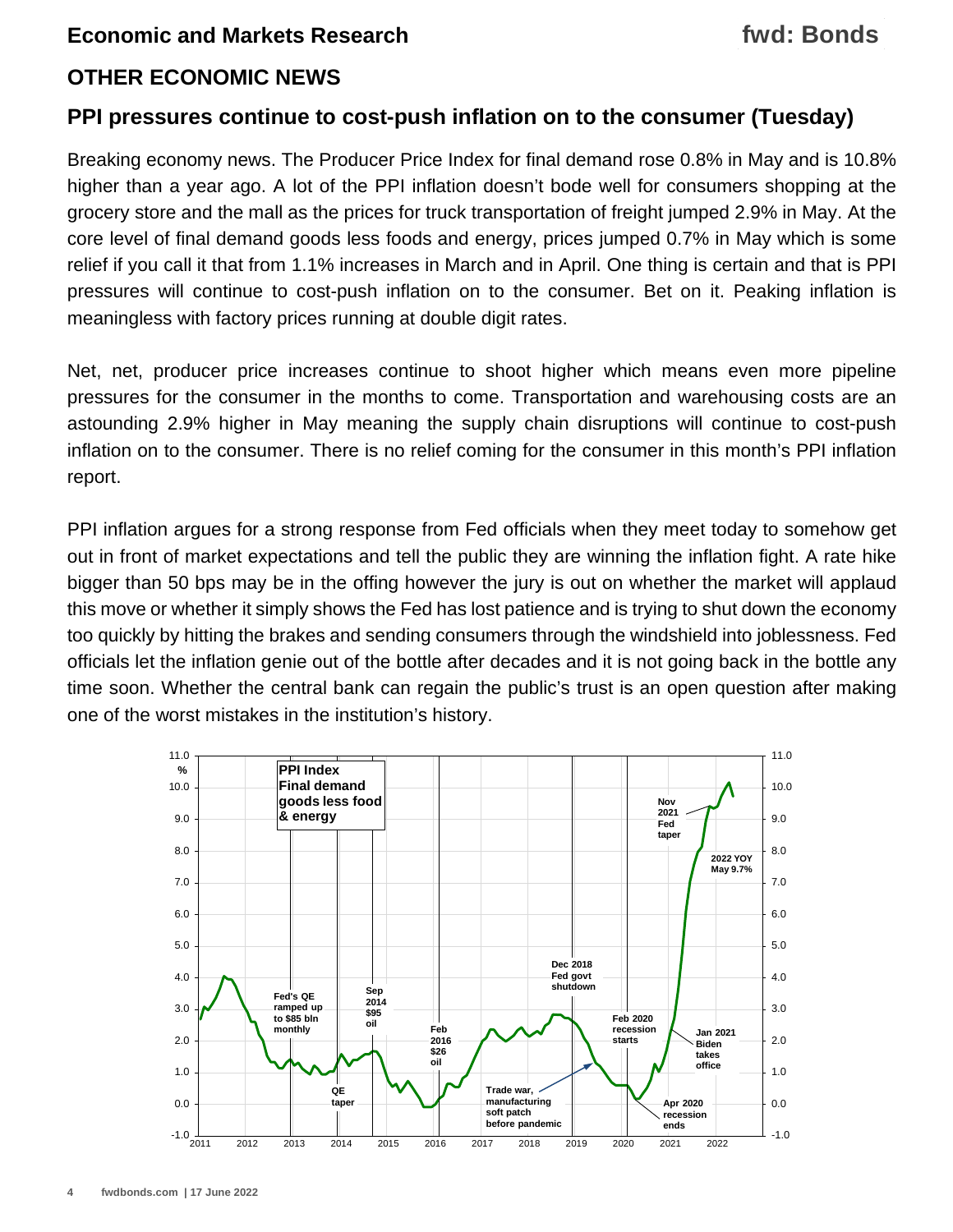## OTHER ECONOMIC NEWS

### PPI pressures continue to cost-push inflation on to the consumer (Tuesday)

Breaking economy news. The Producer Price Index for final demand rose 0.8% in May and is 10.8% higher than a year ago. A lot of the PPI inflation doesn't bode well for consumers shopping at the grocery store and the mall as the prices for truck transportation of freight jumped 2.9% in May. At the core level of final demand goods less foods and energy, prices jumped 0.7% in May which is some relief if you call it that from 1.1% increases in March and in April. One thing is certain and that is PPI pressures will continue to cost-push inflation on to the consumer. Bet on it. Peaking inflation is meaningless with factory prices running at double digit rates.

Net, net, producer price increases continue to shoot higher which means even more pipeline pressures for the consumer in the months to come. Transportation and warehousing costs are an astounding 2.9% higher in May meaning the supply chain disruptions will continue to cost-push inflation on to the consumer. There is no relief coming for the consumer in this month's PPI inflation report.

PPI inflation argues for a strong response from Fed officials when they meet today to somehow get out in front of market expectations and tell the public they are winning the inflation fight. A rate hike bigger than 50 bps may be in the offing however the jury is out on whether the market will applaud this move or whether it simply shows the Fed has lost patience and is trying to shut down the economy too quickly by hitting the brakes and sending consumers through the windshield into joblessness. Fed officials let the inflation genie out of the bottle after decades and it is not going back in the bottle any time soon. Whether the central bank can regain the public's trust is an open question after making one of the worst mistakes in the institution's history.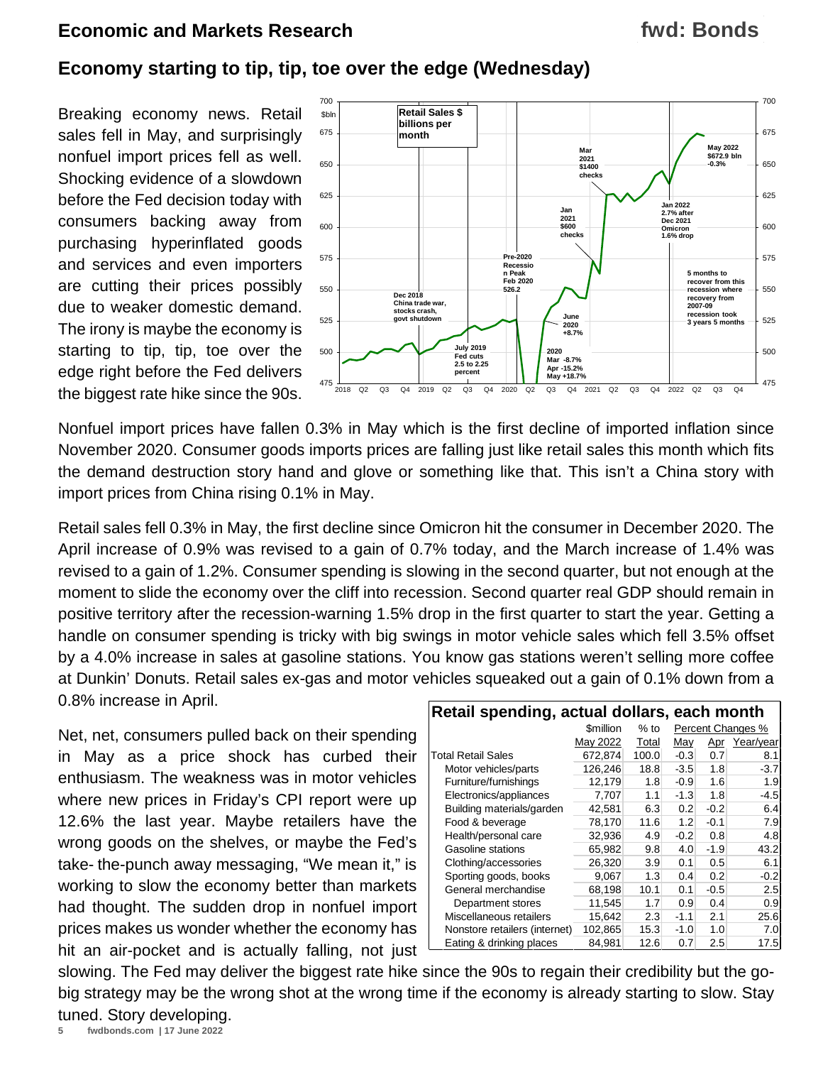## Economy starting to tip, tip, toe over the edge (Wednesday)

Breaking economy news. Retail sales fell in May, and surprisingly nonfuel import prices fell as well. Shocking evidence of a slowdown before the Fed decision today with consumers backing away from purchasing hyperinflated goods and services and even importers are cutting their prices possibly due to weaker domestic demand. The irony is maybe the economy is starting to tip, tip, toe over the edge right before the Fed delivers the biggest rate hike since the 90s.

Nonfuel import prices have fallen 0.3% in May which is the first decline of imported inflation since November 2020. Consumer goods imports prices are falling just like retail sales this month which fits the demand destruction story hand and glove or something like that. This isn't a China story with import prices from China rising 0.1% in May.

Retail sales fell 0.3% in May, the first decline since Omicron hit the consumer in December 2020. The April increase of 0.9% was revised to a gain of 0.7% today, and the March increase of 1.4% was revised to a gain of 1.2%. Consumer spending is slowing in the second quarter, but not enough at the moment to slide the economy over the cliff into recession. Second quarter real GDP should remain in positive territory after the recession-warning 1.5% drop in the first quarter to start the year. Getting a handle on consumer spending is tricky with big swings in motor vehicle sales which fell 3.5% offset by a 4.0% increase in sales at gasoline stations. You know gas stations weren't selling more coffee at Dunkin' Donuts. Retail sales ex-gas and motor vehicles squeaked out a gain of 0.1% down from a 0.8% increase in April.

Net, net, consumers pulled back on their spending in May as a price shock has curbed their enthusiasm. The weakness was in motor vehicles where new prices in Friday's CPI report were up 12.6% the last year. Maybe retailers have the wrong goods on the shelves, or maybe the Fed's take- the-punch away messaging, "We mean it," is working to slow the economy better than markets had thought. The sudden drop in nonfuel import prices makes us wonder whether the economy has hit an air-pocket and is actually falling, not just slowing. The Fed may deliver the biggest rate hike since the 90s to regain their credibility but the go-big strategy may be the wrong shot at the wrong time if the economy is already starting to slow. Stay tuned. Story developing.

**Retail spending, actual dollars, each month**

| | $million | % to | Percent Changes % | | |
|---|---|---|---|---|---|
| | May 2022 | Total | May | Apr | Year/year |
| Total Retail Sales | 672,874 | 100.0 | -0.3 | 0.7 | 8.1 |
| Motor vehicles/parts | 126,246 | 18.8 | -3.5 | 1.8 | -3.7 |
| Furniture/furnishings | 12,179 | 1.8 | -0.9 | 1.6 | 1.9 |
| Electronics/appliances | 7,707 | 1.1 | -1.3 | 1.8 | -4.5 |
| Building materials/garden | 42,581 | 6.3 | 0.2 | -0.2 | 6.4 |
| Food & beverage | 78,170 | 11.6 | 1.2 | -0.1 | 7.9 |
| Health/personal care | 32,936 | 4.9 | -0.2 | 0.8 | 4.8 |
| Gasoline stations | 65,982 | 9.8 | 4.0 | -1.9 | 43.2 |
| Clothing/accessories | 26,320 | 3.9 | 0.1 | 0.5 | 6.1 |
| Sporting goods, books | 9,067 | 1.3 | 0.4 | 0.2 | -0.2 |
| General merchandise | 68,198 | 10.1 | 0.1 | -0.5 | 2.5 |
| Department stores | 11,545 | 1.7 | 0.9 | 0.4 | 0.9 |
| Miscellaneous retailers | 15,642 | 2.3 | -1.1 | 2.1 | 25.6 |
| Nonstore retailers (internet) | 102,865 | 15.3 | -1.0 | 1.0 | 7.0 |
| Eating & drinking places | 84,981 | 12.6 | 0.7 | 2.5 | 17.5 |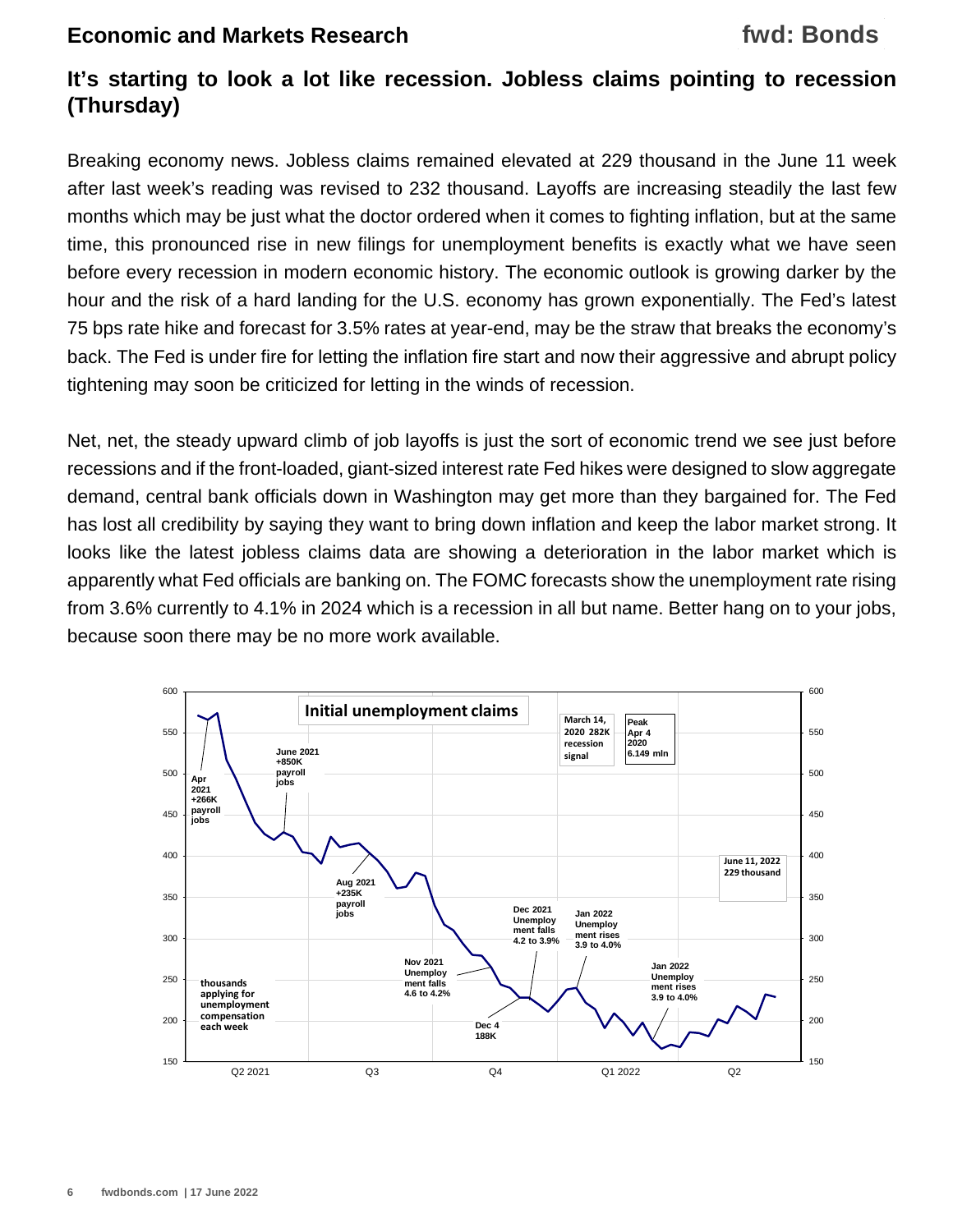## It's starting to look a lot like recession. Jobless claims pointing to recession (Thursday)

Breaking economy news. Jobless claims remained elevated at 229 thousand in the June 11 week after last week's reading was revised to 232 thousand. Layoffs are increasing steadily the last few months which may be just what the doctor ordered when it comes to fighting inflation, but at the same time, this pronounced rise in new filings for unemployment benefits is exactly what we have seen before every recession in modern economic history. The economic outlook is growing darker by the hour and the risk of a hard landing for the U.S. economy has grown exponentially. The Fed's latest 75 bps rate hike and forecast for 3.5% rates at year-end, may be the straw that breaks the economy's back. The Fed is under fire for letting the inflation fire start and now their aggressive and abrupt policy tightening may soon be criticized for letting in the winds of recession.

Net, net, the steady upward climb of job layoffs is just the sort of economic trend we see just before recessions and if the front-loaded, giant-sized interest rate Fed hikes were designed to slow aggregate demand, central bank officials down in Washington may get more than they bargained for. The Fed has lost all credibility by saying they want to bring down inflation and keep the labor market strong. It looks like the latest jobless claims data are showing a deterioration in the labor market which is apparently what Fed officials are banking on. The FOMC forecasts show the unemployment rate rising from 3.6% currently to 4.1% in 2024 which is a recession in all but name. Better hang on to your jobs, because soon there may be no more work available.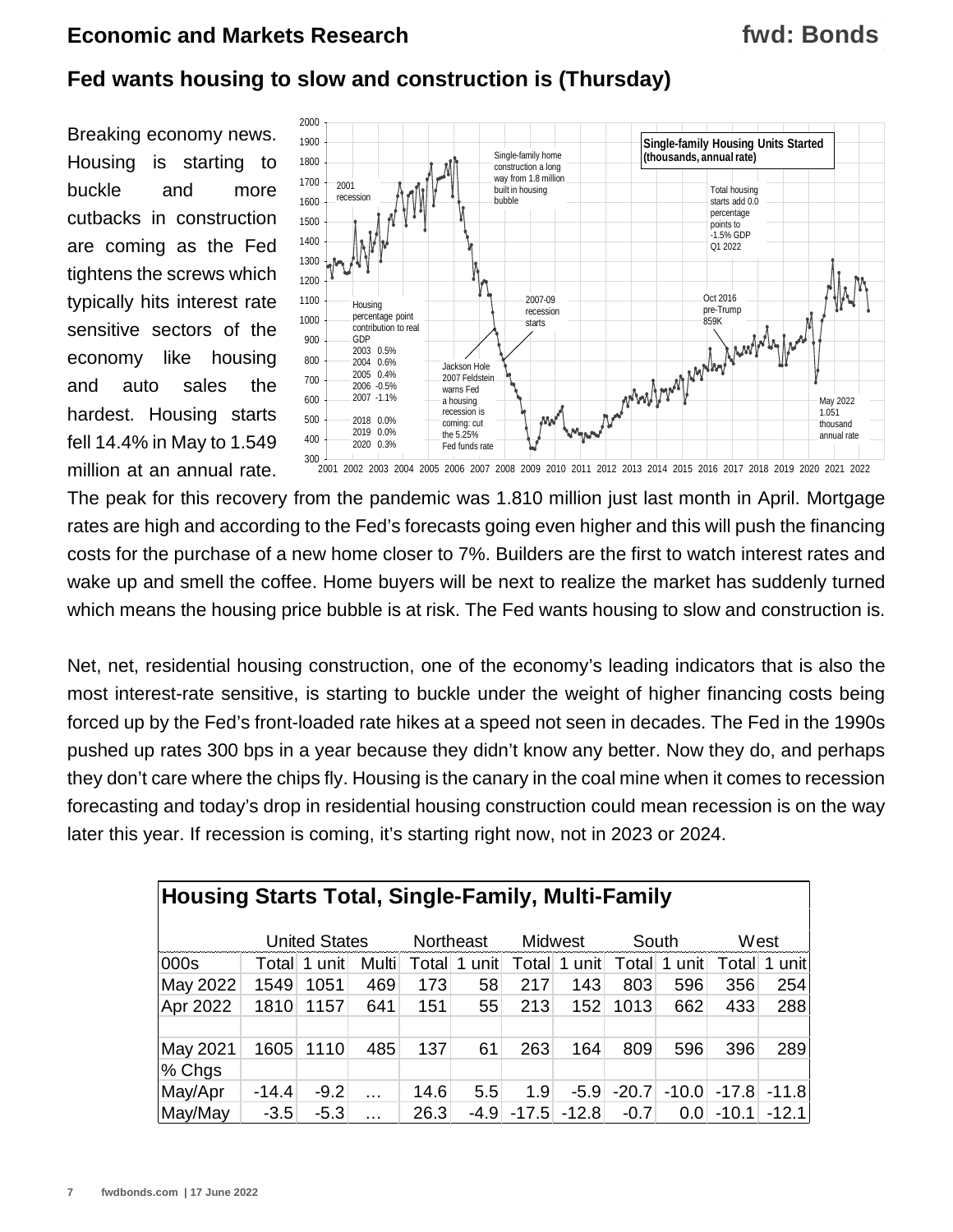## Fed wants housing to slow and construction is (Thursday)

Breaking economy news. Housing is starting to buckle and more cutbacks in construction are coming as the Fed tightens the screws which typically hits interest rate sensitive sectors of the economy like housing and auto sales the hardest. Housing starts fell 14.4% in May to 1.549 million at an annual rate. The peak for this recovery from the pandemic was 1.810 million just last month in April. Mortgage rates are high and according to the Fed's forecasts going even higher and this will push the financing costs for the purchase of a new home closer to 7%. Builders are the first to watch interest rates and wake up and smell the coffee. Home buyers will be next to realize the market has suddenly turned which means the housing price bubble is at risk. The Fed wants housing to slow and construction is.

Net, net, residential housing construction, one of the economy's leading indicators that is also the most interest-rate sensitive, is starting to buckle under the weight of higher financing costs being forced up by the Fed's front-loaded rate hikes at a speed not seen in decades. The Fed in the 1990s pushed up rates 300 bps in a year because they didn't know any better. Now they do, and perhaps they don't care where the chips fly. Housing is the canary in the coal mine when it comes to recession forecasting and today's drop in residential housing construction could mean recession is on the way later this year. If recession is coming, it's starting right now, not in 2023 or 2024.

**Housing Starts Total, Single-Family, Multi-Family**

| | United States | | | Northeast | | Midwest | | South | | West | |
|---|---|---|---|---|---|---|---|---|---|---|---|
| 000s | Total | 1 unit | Multi | Total | 1 unit | Total | 1 unit | Total | 1 unit | Total | 1 unit |
| May 2022 | 1549 | 1051 | 469 | 173 | 58 | 217 | 143 | 803 | 596 | 356 | 254 |
| Apr 2022 | 1810 | 1157 | 641 | 151 | 55 | 213 | 152 | 1013 | 662 | 433 | 288 |
| | | | | | | | | | | | |
| May 2021 | 1605 | 1110 | 485 | 137 | 61 | 263 | 164 | 809 | 596 | 396 | 289 |
| % Chgs | | | | | | | | | | | |
| May/Apr | -14.4 | -9.2 | … | 14.6 | 5.5 | 1.9 | -5.9 | -20.7 | -10.0 | -17.8 | -11.8 |
| May/May | -3.5 | -5.3 | … | 26.3 | -4.9 | -17.5 | -12.8 | -0.7 | 0.0 | -10.1 | -12.1 |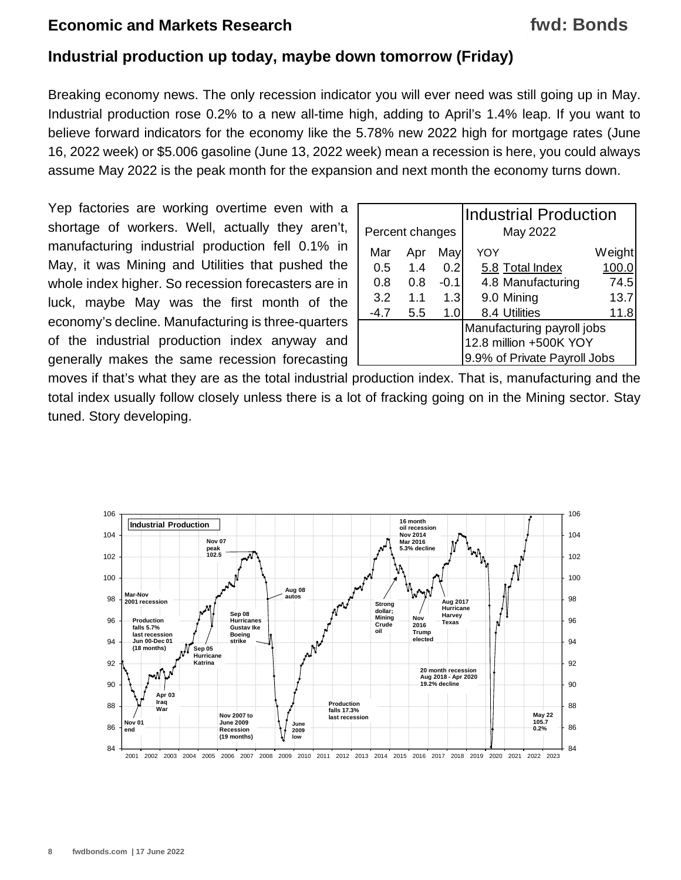## Industrial production up today, maybe down tomorrow (Friday)

Breaking economy news. The only recession indicator you will ever need was still going up in May. Industrial production rose 0.2% to a new all-time high, adding to April's 1.4% leap. If you want to believe forward indicators for the economy like the 5.78% new 2022 high for mortgage rates (June 16, 2022 week) or $5.006 gasoline (June 13, 2022 week) mean a recession is here, you could always assume May 2022 is the peak month for the expansion and next month the economy turns down.

Yep factories are working overtime even with a shortage of workers. Well, actually they aren't, manufacturing industrial production fell 0.1% in May, it was Mining and Utilities that pushed the whole index higher. So recession forecasters are in luck, maybe May was the first month of the economy's decline. Manufacturing is three-quarters of the industrial production index anyway and generally makes the same recession forecasting moves if that's what they are as the total industrial production index. That is, manufacturing and the total index usually follow closely unless there is a lot of fracking going on in the Mining sector. Stay tuned. Story developing.

| Percent changes | | | Industrial Production May 2022 | | |
|---|---|---|---|---|---|
| Mar | Apr | May | YOY | | Weight |
| 0.5 | 1.4 | 0.2 | 5.8 | Total Index | 100.0 |
| 0.8 | 0.8 | -0.1 | 4.8 | Manufacturing | 74.5 |
| 3.2 | 1.1 | 1.3 | 9.0 | Mining | 13.7 |
| -4.7 | 5.5 | 1.0 | 8.4 | Utilities | 11.8 |
| | | | Manufacturing payroll jobs | | |
| | | | 12.8 million +500K YOY | | |
| | | | 9.9% of Private Payroll Jobs | | |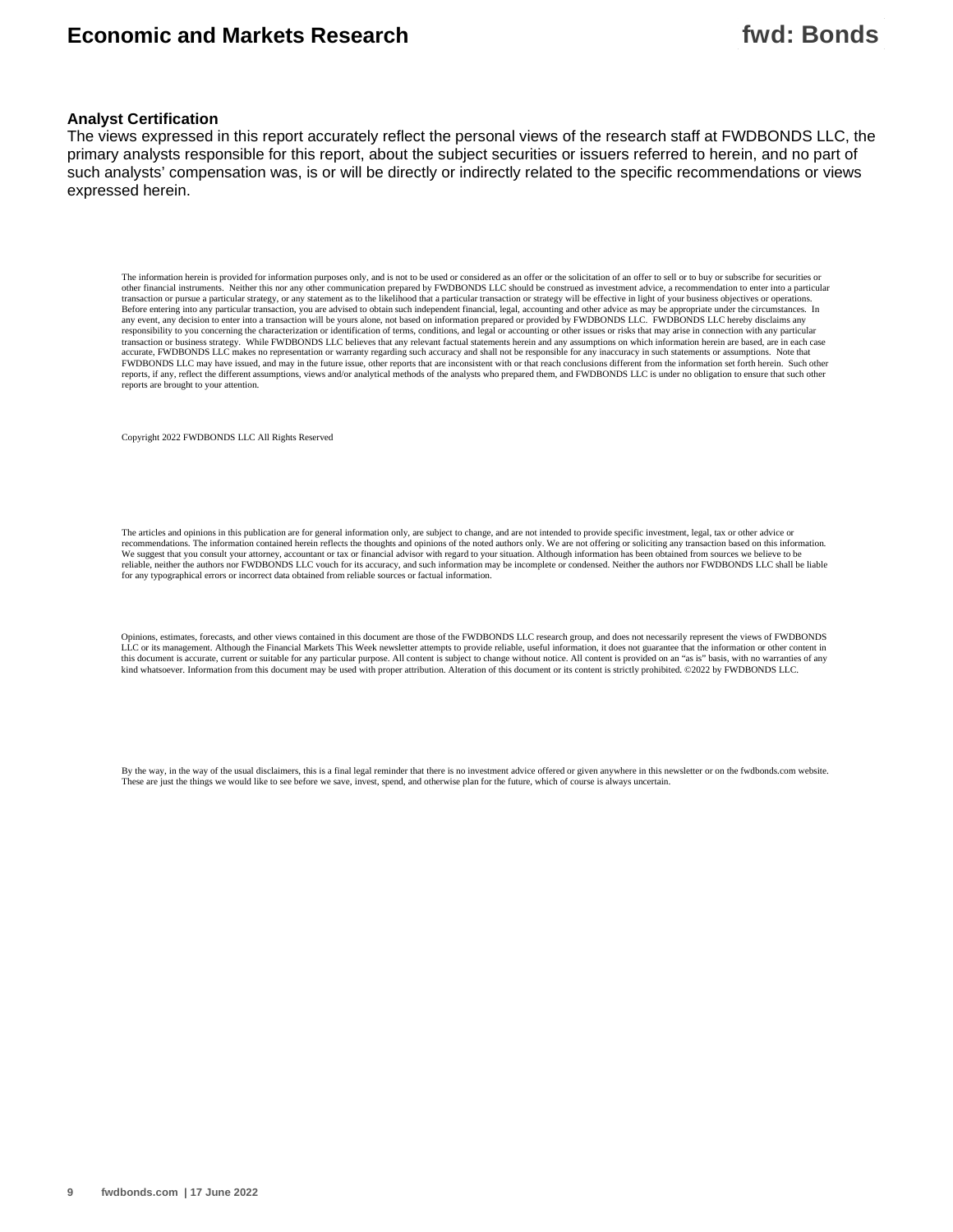### Analyst Certification

The views expressed in this report accurately reflect the personal views of the research staff at FWDBONDS LLC, the primary analysts responsible for this report, about the subject securities or issuers referred to herein, and no part of such analysts' compensation was, is or will be directly or indirectly related to the specific recommendations or views expressed herein.

The information herein is provided for information purposes only, and is not to be used or considered as an offer or the solicitation of an offer to sell or to buy or subscribe for securities or other financial instruments. Neither this nor any other communication prepared by FWDBONDS LLC should be construed as investment advice, a recommendation to enter into a particular transaction or pursue a particular strategy, or any statement as to the likelihood that a particular transaction or strategy will be effective in light of your business objectives or operations. Before entering into any particular transaction, you are advised to obtain such independent financial, legal, accounting and other advice as may be appropriate under the circumstances. In any event, any decision to enter into a transaction will be yours alone, not based on information prepared or provided by FWDBONDS LLC. FWDBONDS LLC hereby disclaims any responsibility to you concerning the characterization or identification of terms, conditions, and legal or accounting or other issues or risks that may arise in connection with any particular transaction or business strategy. While FWDBONDS LLC believes that any relevant factual statements herein and any assumptions on which information herein are based, are in each case accurate, FWDBONDS LLC makes no representation or warranty regarding such accuracy and shall not be responsible for any inaccuracy in such statements or assumptions. Note that FWDBONDS LLC may have issued, and may in the future issue, other reports that are inconsistent with or that reach conclusions different from the information set forth herein. Such other reports, if any, reflect the different assumptions, views and/or analytical methods of the analysts who prepared them, and FWDBONDS LLC is under no obligation to ensure that such other reports are brought to your attention.

Copyright 2022 FWDBONDS LLC All Rights Reserved

The articles and opinions in this publication are for general information only, are subject to change, and are not intended to provide specific investment, legal, tax or other advice or recommendations. The information contained herein reflects the thoughts and opinions of the noted authors only. We are not offering or soliciting any transaction based on this information. We suggest that you consult your attorney, accountant or tax or financial advisor with regard to your situation. Although information has been obtained from sources we believe to be reliable, neither the authors nor FWDBONDS LLC vouch for its accuracy, and such information may be incomplete or condensed. Neither the authors nor FWDBONDS LLC shall be liable for any typographical errors or incorrect data obtained from reliable sources or factual information.

Opinions, estimates, forecasts, and other views contained in this document are those of the FWDBONDS LLC research group, and does not necessarily represent the views of FWDBONDS LLC or its management. Although the Financial Markets This Week newsletter attempts to provide reliable, useful information, it does not guarantee that the information or other content in this document is accurate, current or suitable for any particular purpose. All content is subject to change without notice. All content is provided on an "as is" basis, with no warranties of any kind whatsoever. Information from this document may be used with proper attribution. Alteration of this document or its content is strictly prohibited. ©2022 by FWDBONDS LLC.

By the way, in the way of the usual disclaimers, this is a final legal reminder that there is no investment advice offered or given anywhere in this newsletter or on the fwdbonds.com website. These are just the things we would like to see before we save, invest, spend, and otherwise plan for the future, which of course is always uncertain.